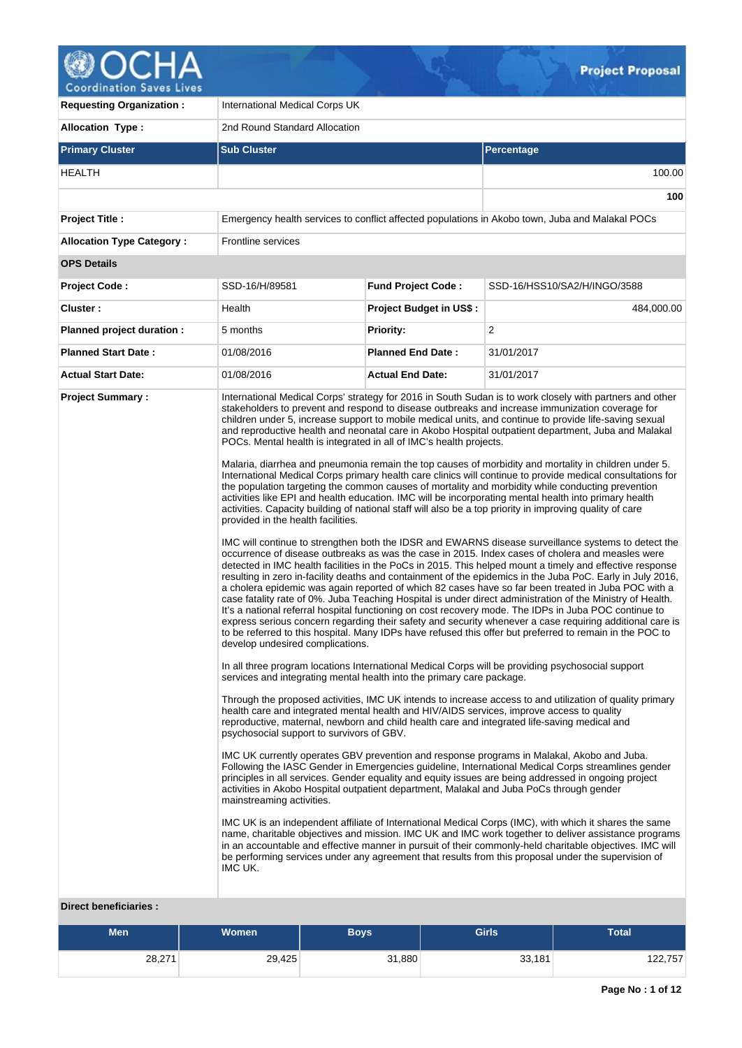# Project Proposal

| | | | |
|---|---|---|---|
| **Requesting Organization :** | International Medical Corps UK | | |
| **Allocation Type :** | 2nd Round Standard Allocation | | |

| **Primary Cluster** | **Sub Cluster** | **Percentage** |
|---|---|---|
| HEALTH | | 100.00 |
| | | **100** |

| | | | |
|---|---|---|---|
| **Project Title :** | Emergency health services to conflict affected populations in Akobo town, Juba and Malakal POCs | | |
| **Allocation Type Category :** | Frontline services | | |
| **OPS Details** | | | |
| **Project Code :** | SSD-16/H/89581 | **Fund Project Code :** | SSD-16/HSS10/SA2/H/INGO/3588 |
| **Cluster :** | Health | **Project Budget in US$ :** | 484,000.00 |
| **Planned project duration :** | 5 months | **Priority:** | 2 |
| **Planned Start Date :** | 01/08/2016 | **Planned End Date :** | 31/01/2017 |
| **Actual Start Date:** | 01/08/2016 | **Actual End Date:** | 31/01/2017 |

**Project Summary :**

International Medical Corps' strategy for 2016 in South Sudan is to work closely with partners and other stakeholders to prevent and respond to disease outbreaks and increase immunization coverage for children under 5, increase support to mobile medical units, and continue to provide life-saving sexual and reproductive health and neonatal care in Akobo Hospital outpatient department, Juba and Malakal POCs. Mental health is integrated in all of IMC's health projects.

Malaria, diarrhea and pneumonia remain the top causes of morbidity and mortality in children under 5. International Medical Corps primary health care clinics will continue to provide medical consultations for the population targeting the common causes of mortality and morbidity while conducting prevention activities like EPI and health education. IMC will be incorporating mental health into primary health activities. Capacity building of national staff will also be a top priority in improving quality of care provided in the health facilities.

IMC will continue to strengthen both the IDSR and EWARNS disease surveillance systems to detect the occurrence of disease outbreaks as was the case in 2015. Index cases of cholera and measles were detected in IMC health facilities in the PoCs in 2015. This helped mount a timely and effective response resulting in zero in-facility deaths and containment of the epidemics in the Juba PoC. Early in July 2016, a cholera epidemic was again reported of which 82 cases have so far been treated in Juba POC with a case fatality rate of 0%. Juba Teaching Hospital is under direct administration of the Ministry of Health. It's a national referral hospital functioning on cost recovery mode. The IDPs in Juba POC continue to express serious concern regarding their safety and security whenever a case requiring additional care is to be referred to this hospital. Many IDPs have refused this offer but preferred to remain in the POC to develop undesired complications.

In all three program locations International Medical Corps will be providing psychosocial support services and integrating mental health into the primary care package.

Through the proposed activities, IMC UK intends to increase access to and utilization of quality primary health care and integrated mental health and HIV/AIDS services, improve access to quality reproductive, maternal, newborn and child health care and integrated life-saving medical and psychosocial support to survivors of GBV.

IMC UK currently operates GBV prevention and response programs in Malakal, Akobo and Juba. Following the IASC Gender in Emergencies guidelines, International Medical Corps streamlines gender principles in all services. Gender equality and equity issues are being addressed in ongoing project activities in Akobo Hospital outpatient department, Malakal and Juba PoCs through gender mainstreaming activities.

IMC UK is an independent affiliate of International Medical Corps (IMC), with which it shares the same name, charitable objectives and mission. IMC UK and IMC work together to deliver assistance programs in an accountable and effective manner in pursuit of their commonly-held charitable objectives. IMC will be performing services under any agreement that results from this proposal under the supervision of IMC UK.

**Direct beneficiaries :**

| Men | Women | Boys | Girls | Total |
|---|---|---|---|---|
| 28,271 | 29,425 | 31,880 | 33,181 | 122,757 |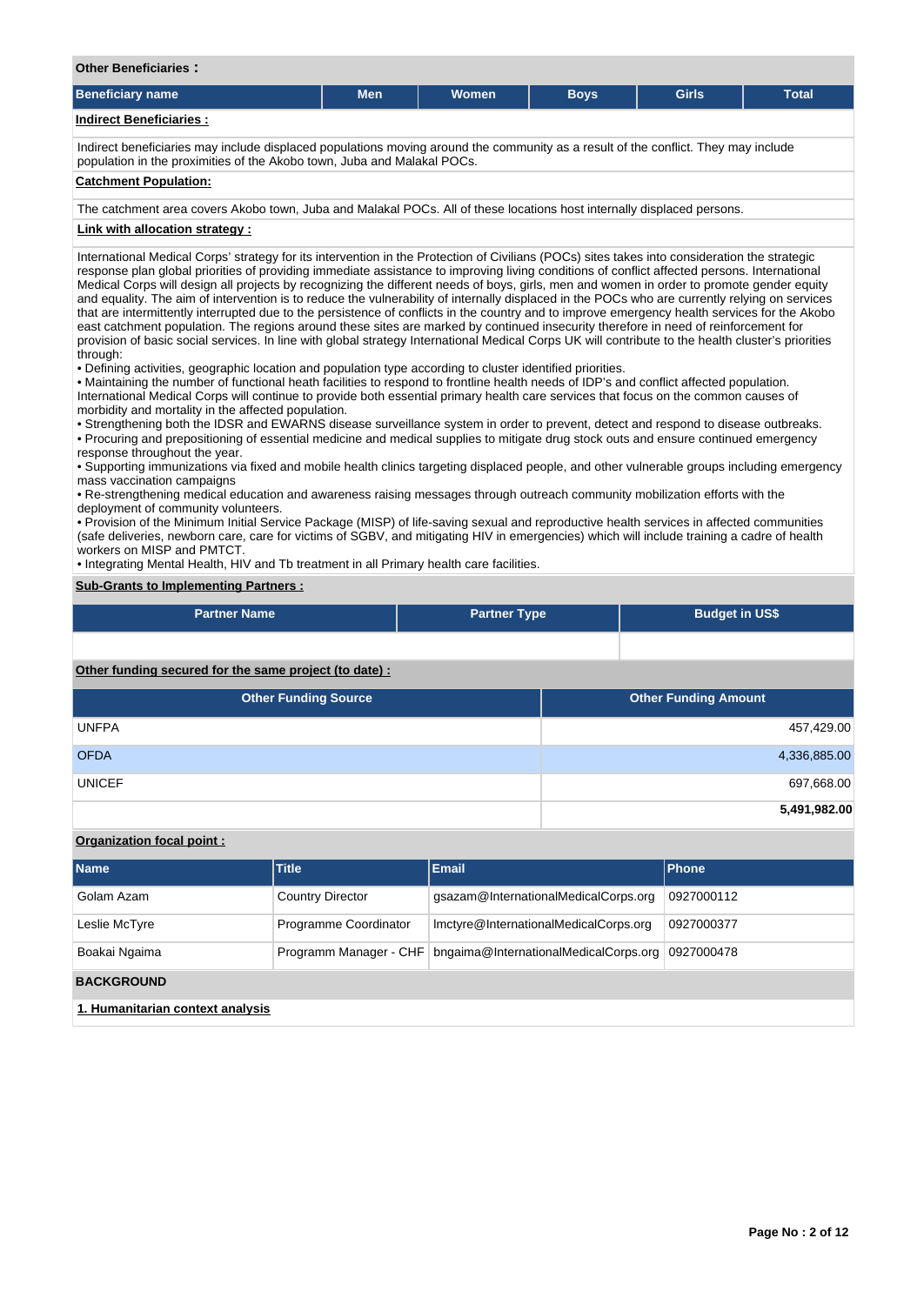**Other Beneficiaries :**

| Beneficiary name | Men | Women | Boys | Girls | Total |
|---|---|---|---|---|---|

**Indirect Beneficiaries :**

Indirect beneficiaries may include displaced populations moving around the community as a result of the conflict. They may include population in the proximities of the Akobo town, Juba and Malakal POCs.

**Catchment Population:**

The catchment area covers Akobo town, Juba and Malakal POCs. All of these locations host internally displaced persons.

**Link with allocation strategy :**

International Medical Corps' strategy for its intervention in the Protection of Civilians (POCs) sites takes into consideration the strategic response plan global priorities of providing immediate assistance to improving living conditions of conflict affected persons. International Medical Corps will design all projects by recognizing the different needs of boys, girls, men and women in order to promote gender equity and equality. The aim of intervention is to reduce the vulnerability of internally displaced in the POCs who are currently relying on services that are intermittently interrupted due to the persistence of conflicts in the country and to improve emergency health services for the Akobo east catchment population. The regions around these sites are marked by continued insecurity therefore in need of reinforcement for provision of basic social services. In line with global strategy International Medical Corps UK will contribute to the health cluster's priorities through:

- Defining activities, geographic location and population type according to cluster identified priorities.
- Maintaining the number of functional heath facilities to respond to frontline health needs of IDP's and conflict affected population. International Medical Corps will continue to provide both essential primary health care services that focus on the common causes of morbidity and mortality in the affected population.
- Strengthening both the IDSR and EWARNS disease surveillance system in order to prevent, detect and respond to disease outbreaks.
- Procuring and prepositioning of essential medicine and medical supplies to mitigate drug stock outs and ensure continued emergency response throughout the year.
- Supporting immunizations via fixed and mobile health clinics targeting displaced people, and other vulnerable groups including emergency mass vaccination campaigns
- Re-strengthening medical education and awareness raising messages through outreach community mobilization efforts with the deployment of community volunteers.
- Provision of the Minimum Initial Service Package (MISP) of life-saving sexual and reproductive health services in affected communities (safe deliveries, newborn care, care for victims of SGBV, and mitigating HIV in emergencies) which will include training a cadre of health workers on MISP and PMTCT.
- Integrating Mental Health, HIV and Tb treatment in all Primary health care facilities.

**Sub-Grants to Implementing Partners :**

| Partner Name | Partner Type | Budget in US$ |
|---|---|---|
| | | |

**Other funding secured for the same project (to date) :**

| Other Funding Source | Other Funding Amount |
|---|---|
| UNFPA | 457,429.00 |
| OFDA | 4,336,885.00 |
| UNICEF | 697,668.00 |
| | **5,491,982.00** |

**Organization focal point :**

| Name | Title | Email | Phone |
|---|---|---|---|
| Golam Azam | Country Director | gsazam@InternationalMedicalCorps.org | 0927000112 |
| Leslie McTyre | Programme Coordinator | lmctyre@InternationalMedicalCorps.org | 0927000377 |
| Boakai Ngaima | Programm Manager - CHF | bngaima@InternationalMedicalCorps.org | 0927000478 |

## BACKGROUND

**1. Humanitarian context analysis**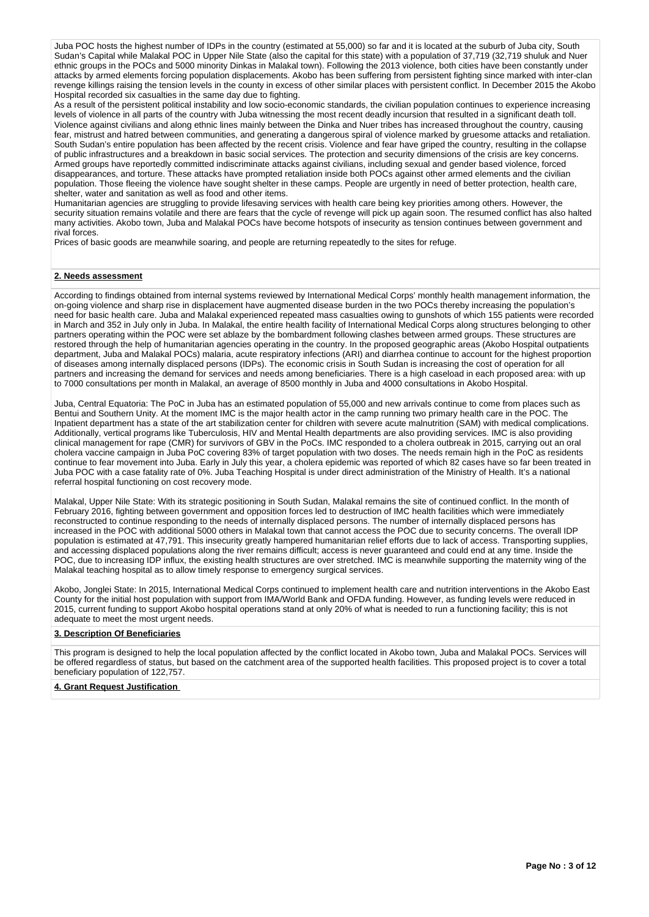Juba POC hosts the highest number of IDPs in the country (estimated at 55,000) so far and it is located at the suburb of Juba city, South Sudan's Capital while Malakal POC in Upper Nile State (also the capital for this state) with a population of 37,719 (32,719 shuluk and Nuer ethnic groups in the POCs and 5000 minority Dinkas in Malakal town). Following the 2013 violence, both cities have been constantly under attacks by armed elements forcing population displacements. Akobo has been suffering from persistent fighting since marked with inter-clan revenge killings raising the tension levels in the county in excess of other similar places with persistent conflict. In December 2015 the Akobo Hospital recorded six casualties in the same day due to fighting.

As a result of the persistent political instability and low socio-economic standards, the civilian population continues to experience increasing levels of violence in all parts of the country with Juba witnessing the most recent deadly incursion that resulted in a significant death toll. Violence against civilians and along ethnic lines mainly between the Dinka and Nuer tribes has increased throughout the country, causing fear, mistrust and hatred between communities, and generating a dangerous spiral of violence marked by gruesome attacks and retaliation. South Sudan's entire population has been affected by the recent crisis. Violence and fear have griped the country, resulting in the collapse of public infrastructures and a breakdown in basic social services. The protection and security dimensions of the crisis are key concerns. Armed groups have reportedly committed indiscriminate attacks against civilians, including sexual and gender based violence, forced disappearances, and torture. These attacks have prompted retaliation inside both POCs against other armed elements and the civilian population. Those fleeing the violence have sought shelter in these camps. People are urgently in need of better protection, health care, shelter, water and sanitation as well as food and other items.

Humanitarian agencies are struggling to provide lifesaving services with health care being key priorities among others. However, the security situation remains volatile and there are fears that the cycle of revenge will pick up again soon. The resumed conflict has also halted many activities. Akobo town, Juba and Malakal POCs have become hotspots of insecurity as tension continues between government and rival forces.

Prices of basic goods are meanwhile soaring, and people are returning repeatedly to the sites for refuge.

## 2. Needs assessment

According to findings obtained from internal systems reviewed by International Medical Corps' monthly health management information, the on-going violence and sharp rise in displacement have augmented disease burden in the two POCs thereby increasing the population's need for basic health care. Juba and Malakal experienced repeated mass casualties owing to gunshots of which 155 patients were recorded in March and 352 in July only in Juba. In Malakal, the entire health facility of International Medical Corps along structures belonging to other partners operating within the POC were set ablaze by the bombardment following clashes between armed groups. These structures are restored through the help of humanitarian agencies operating in the country. In the proposed geographic areas (Akobo Hospital outpatients department, Juba and Malakal POCs) malaria, acute respiratory infections (ARI) and diarrhea continue to account for the highest proportion of diseases among internally displaced persons (IDPs). The economic crisis in South Sudan is increasing the cost of operation for all partners and increasing the demand for services and needs among beneficiaries. There is a high caseload in each proposed area: with up to 7000 consultations per month in Malakal, an average of 8500 monthly in Juba and 4000 consultations in Akobo Hospital.

Juba, Central Equatoria: The PoC in Juba has an estimated population of 55,000 and new arrivals continue to come from places such as Bentui and Southern Unity. At the moment IMC is the major health actor in the camp running two primary health care in the POC. The Inpatient department has a state of the art stabilization center for children with severe acute malnutrition (SAM) with medical complications. Additionally, vertical programs like Tuberculosis, HIV and Mental Health departments are also providing services. IMC is also providing clinical management for rape (CMR) for survivors of GBV in the PoCs. IMC responded to a cholera outbreak in 2015, carrying out an oral cholera vaccine campaign in Juba PoC covering 83% of target population with two doses. The needs remain high in the PoC as residents continue to fear movement into Juba. Early in July this year, a cholera epidemic was reported of which 82 cases have so far been treated in Juba POC with a case fatality rate of 0%. Juba Teaching Hospital is under direct administration of the Ministry of Health. It's a national referral hospital functioning on cost recovery mode.

Malakal, Upper Nile State: With its strategic positioning in South Sudan, Malakal remains the site of continued conflict. In the month of February 2016, fighting between government and opposition forces led to destruction of IMC health facilities which were immediately reconstructed to continue responding to the needs of internally displaced persons. The number of internally displaced persons has increased in the POC with additional 5000 others in Malakal town that cannot access the POC due to security concerns. The overall IDP population is estimated at 47,791. This insecurity greatly hampered humanitarian relief efforts due to lack of access. Transporting supplies, and accessing displaced populations along the river remains difficult; access is never guaranteed and could end at any time. Inside the POC, due to increasing IDP influx, the existing health structures are over stretched. IMC is meanwhile supporting the maternity wing of the Malakal teaching hospital as to allow timely response to emergency surgical services.

Akobo, Jonglei State: In 2015, International Medical Corps continued to implement health care and nutrition interventions in the Akobo East County for the initial host population with support from IMA/World Bank and OFDA funding. However, as funding levels were reduced in 2015, current funding to support Akobo hospital operations stand at only 20% of what is needed to run a functioning facility; this is not adequate to meet the most urgent needs.

## 3. Description Of Beneficiaries

This program is designed to help the local population affected by the conflict located in Akobo town, Juba and Malakal POCs. Services will be offered regardless of status, but based on the catchment area of the supported health facilities. This proposed project is to cover a total beneficiary population of 122,757.

## 4. Grant Request Justification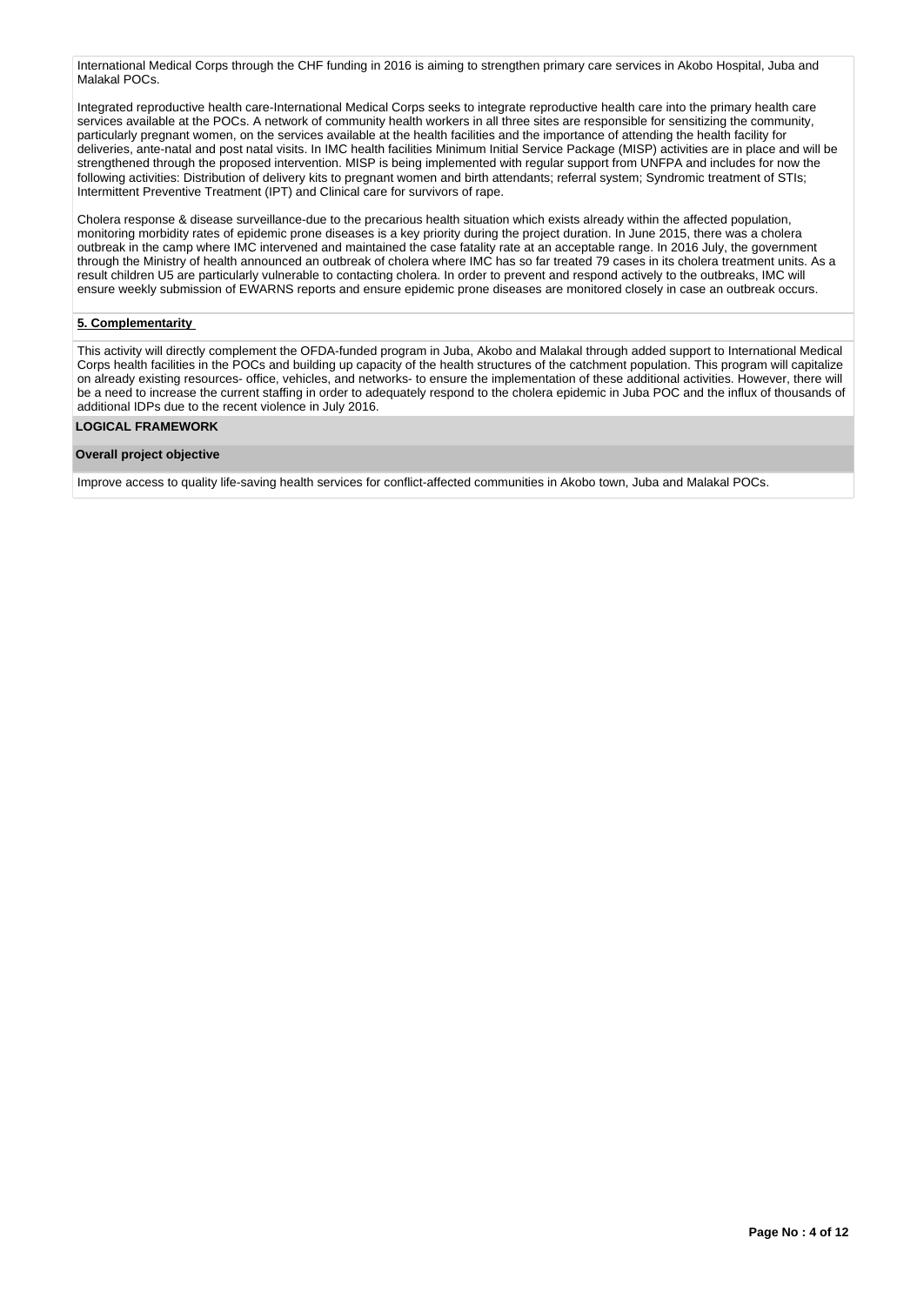International Medical Corps through the CHF funding in 2016 is aiming to strengthen primary care services in Akobo Hospital, Juba and Malakal POCs.

Integrated reproductive health care-International Medical Corps seeks to integrate reproductive health care into the primary health care services available at the POCs. A network of community health workers in all three sites are responsible for sensitizing the community, particularly pregnant women, on the services available at the health facilities and the importance of attending the health facility for deliveries, ante-natal and post natal visits. In IMC health facilities Minimum Initial Service Package (MISP) activities are in place and will be strengthened through the proposed intervention. MISP is being implemented with regular support from UNFPA and includes for now the following activities: Distribution of delivery kits to pregnant women and birth attendants; referral system; Syndromic treatment of STIs; Intermittent Preventive Treatment (IPT) and Clinical care for survivors of rape.

Cholera response & disease surveillance-due to the precarious health situation which exists already within the affected population, monitoring morbidity rates of epidemic prone diseases is a key priority during the project duration. In June 2015, there was a cholera outbreak in the camp where IMC intervened and maintained the case fatality rate at an acceptable range. In 2016 July, the government through the Ministry of health announced an outbreak of cholera where IMC has so far treated 79 cases in its cholera treatment units. As a result children U5 are particularly vulnerable to contacting cholera. In order to prevent and respond actively to the outbreaks, IMC will ensure weekly submission of EWARNS reports and ensure epidemic prone diseases are monitored closely in case an outbreak occurs.

**5. Complementarity**

This activity will directly complement the OFDA-funded program in Juba, Akobo and Malakal through added support to International Medical Corps health facilities in the POCs and building up capacity of the health structures of the catchment population. This program will capitalize on already existing resources- office, vehicles, and networks- to ensure the implementation of these additional activities. However, there will be a need to increase the current staffing in order to adequately respond to the cholera epidemic in Juba POC and the influx of thousands of additional IDPs due to the recent violence in July 2016.

## LOGICAL FRAMEWORK

### Overall project objective

Improve access to quality life-saving health services for conflict-affected communities in Akobo town, Juba and Malakal POCs.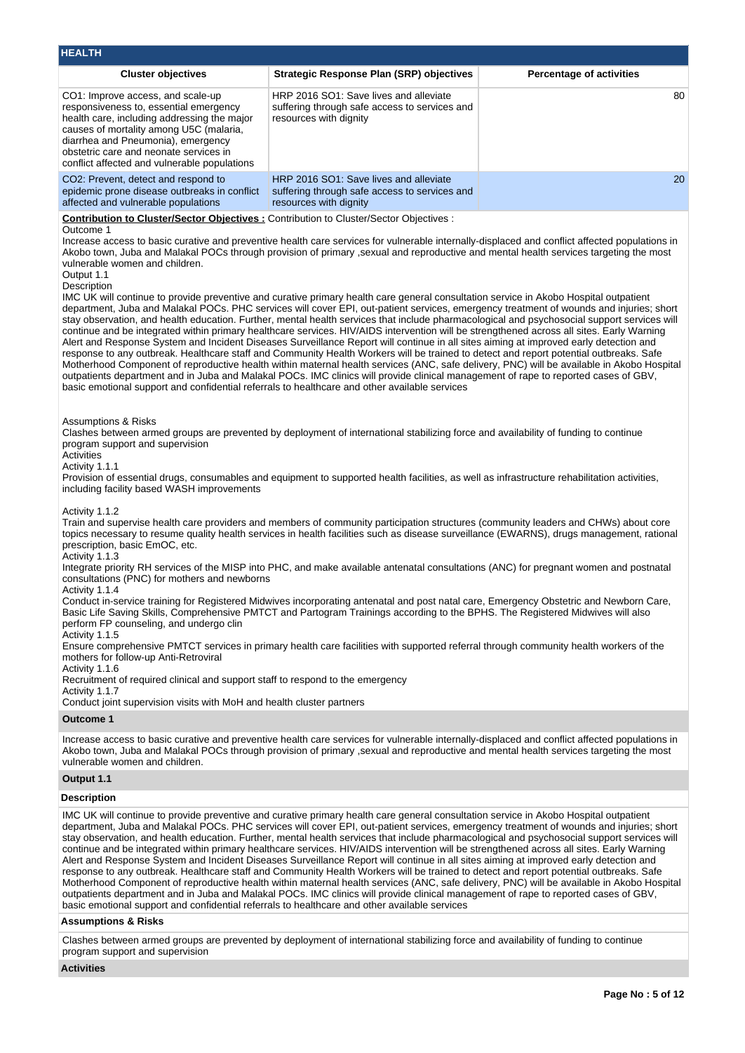## HEALTH

| Cluster objectives | Strategic Response Plan (SRP) objectives | Percentage of activities |
|---|---|---|
| CO1: Improve access, and scale-up responsiveness to, essential emergency health care, including addressing the major causes of mortality among U5C (malaria, diarrhea and Pneumonia), emergency obstetric care and neonate services in conflict affected and vulnerable populations | HRP 2016 SO1: Save lives and alleviate suffering through safe access to services and resources with dignity | 80 |
| CO2: Prevent, detect and respond to epidemic prone disease outbreaks in conflict affected and vulnerable populations | HRP 2016 SO1: Save lives and alleviate suffering through safe access to services and resources with dignity | 20 |

**Contribution to Cluster/Sector Objectives :** Contribution to Cluster/Sector Objectives :

Outcome 1

Increase access to basic curative and preventive health care services for vulnerable internally-displaced and conflict affected populations in Akobo town, Juba and Malakal POCs through provision of primary ,sexual and reproductive and mental health services targeting the most vulnerable women and children.

Output 1.1

Description

IMC UK will continue to provide preventive and curative primary health care general consultation service in Akobo Hospital outpatient department, Juba and Malakal POCs. PHC services will cover EPI, out-patient services, emergency treatment of wounds and injuries; short stay observation, and health education. Further, mental health services that include pharmacological and psychosocial support services will continue and be integrated within primary healthcare services. HIV/AIDS intervention will be strengthened across all sites. Early Warning Alert and Response System and Incident Diseases Surveillance Report will continue in all sites aiming at improved early detection and response to any outbreak. Healthcare staff and Community Health Workers will be trained to detect and report potential outbreaks. Safe Motherhood Component of reproductive health within maternal health services (ANC, safe delivery, PNC) will be available in Akobo Hospital outpatients department and in Juba and Malakal POCs. IMC clinics will provide clinical management of rape to reported cases of GBV, basic emotional support and confidential referrals to healthcare and other available services

Assumptions & Risks

Clashes between armed groups are prevented by deployment of international stabilizing force and availability of funding to continue program support and supervision

Activities

Activity 1.1.1

Provision of essential drugs, consumables and equipment to supported health facilities, as well as infrastructure rehabilitation activities, including facility based WASH improvements

Activity 1.1.2

Train and supervise health care providers and members of community participation structures (community leaders and CHWs) about core topics necessary to resume quality health services in health facilities such as disease surveillance (EWARNS), drugs management, rational prescription, basic EmOC, etc.

Activity 1.1.3

Integrate priority RH services of the MISP into PHC, and make available antenatal consultations (ANC) for pregnant women and postnatal consultations (PNC) for mothers and newborns

Activity 1.1.4

Conduct in-service training for Registered Midwives incorporating antenatal and post natal care, Emergency Obstetric and Newborn Care, Basic Life Saving Skills, Comprehensive PMTCT and Partogram Trainings according to the BPHS. The Registered Midwives will also perform FP counseling, and undergo clin

Activity 1.1.5

Ensure comprehensive PMTCT services in primary health care facilities with supported referral through community health workers of the mothers for follow-up Anti-Retroviral

Activity 1.1.6

Recruitment of required clinical and support staff to respond to the emergency

Activity 1.1.7

Conduct joint supervision visits with MoH and health cluster partners

### Outcome 1

Increase access to basic curative and preventive health care services for vulnerable internally-displaced and conflict affected populations in Akobo town, Juba and Malakal POCs through provision of primary ,sexual and reproductive and mental health services targeting the most vulnerable women and children.

### Output 1.1

**Description**

IMC UK will continue to provide preventive and curative primary health care general consultation service in Akobo Hospital outpatient department, Juba and Malakal POCs. PHC services will cover EPI, out-patient services, emergency treatment of wounds and injuries; short stay observation, and health education. Further, mental health services that include pharmacological and psychosocial support services will continue and be integrated within primary healthcare services. HIV/AIDS intervention will be strengthened across all sites. Early Warning Alert and Response System and Incident Diseases Surveillance Report will continue in all sites aiming at improved early detection and response to any outbreak. Healthcare staff and Community Health Workers will be trained to detect and report potential outbreaks. Safe Motherhood Component of reproductive health within maternal health services (ANC, safe delivery, PNC) will be available in Akobo Hospital outpatients department and in Juba and Malakal POCs. IMC clinics will provide clinical management of rape to reported cases of GBV, basic emotional support and confidential referrals to healthcare and other available services

**Assumptions & Risks**

Clashes between armed groups are prevented by deployment of international stabilizing force and availability of funding to continue program support and supervision

**Activities**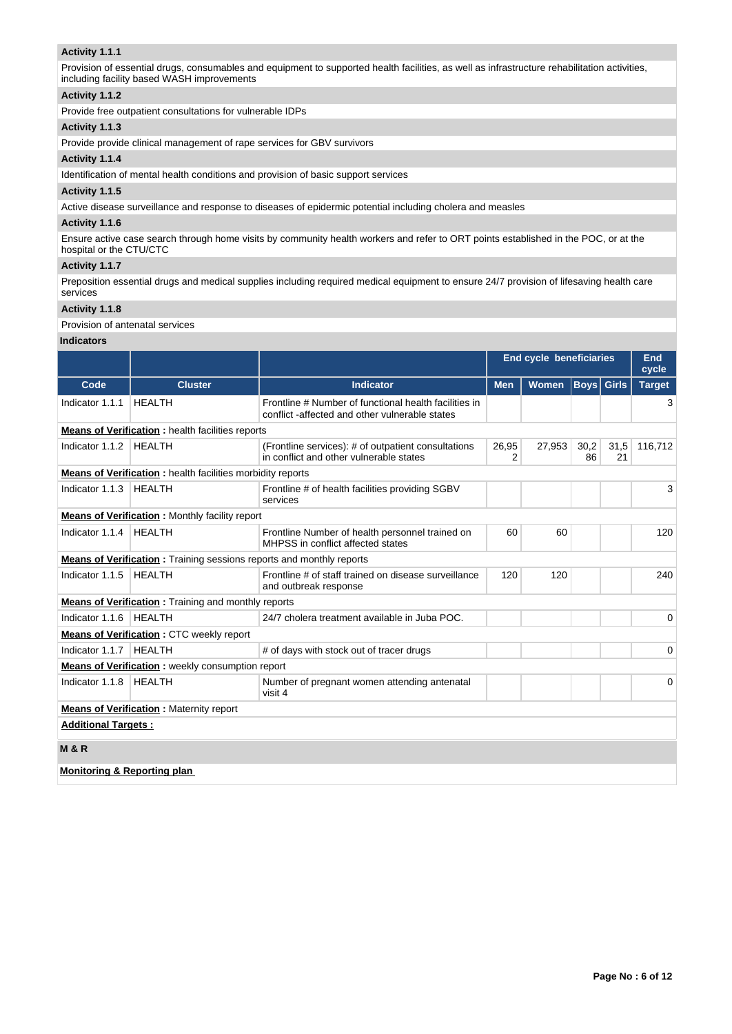**Activity 1.1.1**

Provision of essential drugs, consumables and equipment to supported health facilities, as well as infrastructure rehabilitation activities, including facility based WASH improvements

**Activity 1.1.2**

Provide free outpatient consultations for vulnerable IDPs

**Activity 1.1.3**

Provide provide clinical management of rape services for GBV survivors

**Activity 1.1.4**

Identification of mental health conditions and provision of basic support services

**Activity 1.1.5**

Active disease surveillance and response to diseases of epidermic potential including cholera and measles

**Activity 1.1.6**

Ensure active case search through home visits by community health workers and refer to ORT points established in the POC, or at the hospital or the CTU/CTC

**Activity 1.1.7**

Preposition essential drugs and medical supplies including required medical equipment to ensure 24/7 provision of lifesaving health care services

**Activity 1.1.8**

Provision of antenatal services

**Indicators**

| | | | End cycle beneficiaries | | | | End cycle |
|---|---|---|---|---|---|---|---|
| Code | Cluster | Indicator | Men | Women | Boys | Girls | Target |
| Indicator 1.1.1 | HEALTH | Frontline # Number of functional health facilities in conflict -affected and other vulnerable states | | | | | 3 |
| **Means of Verification :** health facilities reports | | | | | | | |
| Indicator 1.1.2 | HEALTH | (Frontline services): # of outpatient consultations in conflict and other vulnerable states | 26,952 | 27,953 | 30,286 | 31,521 | 116,712 |
| **Means of Verification :** health facilities morbidity reports | | | | | | | |
| Indicator 1.1.3 | HEALTH | Frontline # of health facilities providing SGBV services | | | | | 3 |
| **Means of Verification :** Monthly facility report | | | | | | | |
| Indicator 1.1.4 | HEALTH | Frontline Number of health personnel trained on MHPSS in conflict affected states | 60 | 60 | | | 120 |
| **Means of Verification :** Training sessions reports and monthly reports | | | | | | | |
| Indicator 1.1.5 | HEALTH | Frontline # of staff trained on disease surveillance and outbreak response | 120 | 120 | | | 240 |
| **Means of Verification :** Training and monthly reports | | | | | | | |
| Indicator 1.1.6 | HEALTH | 24/7 cholera treatment available in Juba POC. | | | | | 0 |
| **Means of Verification :** CTC weekly report | | | | | | | |
| Indicator 1.1.7 | HEALTH | # of days with stock out of tracer drugs | | | | | 0 |
| **Means of Verification :** weekly consumption report | | | | | | | |
| Indicator 1.1.8 | HEALTH | Number of pregnant women attending antenatal visit 4 | | | | | 0 |
| **Means of Verification :** Maternity report | | | | | | | |

**Additional Targets :**

**M & R**

**Monitoring & Reporting plan**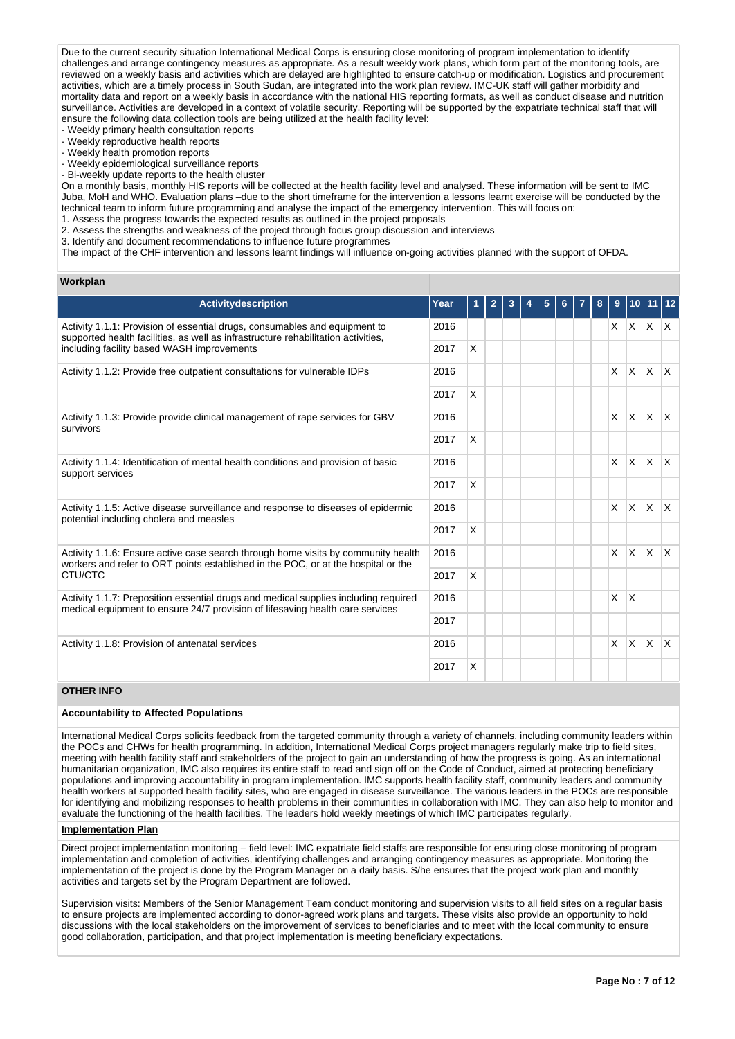Due to the current security situation International Medical Corps is ensuring close monitoring of program implementation to identify challenges and arrange contingency measures as appropriate. As a result weekly work plans, which form part of the monitoring tools, are reviewed on a weekly basis and activities which are delayed are highlighted to ensure catch-up or modification. Logistics and procurement activities, which are a timely process in South Sudan, are integrated into the work plan review. IMC-UK staff will gather morbidity and mortality data and report on a weekly basis in accordance with the national HIS reporting formats, as well as conduct disease and nutrition surveillance. Activities are developed in a context of volatile security. Reporting will be supported by the expatriate technical staff that will ensure the following data collection tools are being utilized at the health facility level:
- Weekly primary health consultation reports
- Weekly reproductive health reports
- Weekly health promotion reports
- Weekly epidemiological surveillance reports
- Bi-weekly update reports to the health cluster

On a monthly basis, monthly HIS reports will be collected at the health facility level and analysed. These information will be sent to IMC Juba, MoH and WHO. Evaluation plans –due to the short timeframe for the intervention a lessons learnt exercise will be conducted by the technical team to inform future programming and analyse the impact of the emergency intervention. This will focus on:
1. Assess the progress towards the expected results as outlined in the project proposals
2. Assess the strengths and weakness of the project through focus group discussion and interviews
3. Identify and document recommendations to influence future programmes

The impact of the CHF intervention and lessons learnt findings will influence on-going activities planned with the support of OFDA.

## Workplan

| Activitydescription | Year | 1 | 2 | 3 | 4 | 5 | 6 | 7 | 8 | 9 | 10 | 11 | 12 |
|---|---|---|---|---|---|---|---|---|---|---|---|---|---|
| Activity 1.1.1: Provision of essential drugs, consumables and equipment to supported health facilities, as well as infrastructure rehabilitation activities, including facility based WASH improvements | 2016 | | | | | | | | | X | X | X | X |
| | 2017 | X | | | | | | | | | | | |
| Activity 1.1.2: Provide free outpatient consultations for vulnerable IDPs | 2016 | | | | | | | | | X | X | X | X |
| | 2017 | X | | | | | | | | | | | |
| Activity 1.1.3: Provide provide clinical management of rape services for GBV survivors | 2016 | | | | | | | | | X | X | X | X |
| | 2017 | X | | | | | | | | | | | |
| Activity 1.1.4: Identification of mental health conditions and provision of basic support services | 2016 | | | | | | | | | X | X | X | X |
| | 2017 | X | | | | | | | | | | | |
| Activity 1.1.5: Active disease surveillance and response to diseases of epidermic potential including cholera and measles | 2016 | | | | | | | | | X | X | X | X |
| | 2017 | X | | | | | | | | | | | |
| Activity 1.1.6: Ensure active case search through home visits by community health workers and refer to ORT points established in the POC, or at the hospital or the CTU/CTC | 2016 | | | | | | | | | X | X | X | X |
| | 2017 | X | | | | | | | | | | | |
| Activity 1.1.7: Preposition essential drugs and medical supplies including required medical equipment to ensure 24/7 provision of lifesaving health care services | 2016 | | | | | | | | | X | X | | |
| | 2017 | | | | | | | | | | | | |
| Activity 1.1.8: Provision of antenatal services | 2016 | | | | | | | | | X | X | X | X |
| | 2017 | X | | | | | | | | | | | |

## OTHER INFO

### Accountability to Affected Populations

International Medical Corps solicits feedback from the targeted community through a variety of channels, including community leaders within the POCs and CHWs for health programming. In addition, International Medical Corps project managers regularly make trip to field sites, meeting with health facility staff and stakeholders of the project to gain an understanding of how the progress is going. As an international humanitarian organization, IMC also requires its entire staff to read and sign off on the Code of Conduct, aimed at protecting beneficiary populations and improving accountability in program implementation. IMC supports health facility staff, community leaders and community health workers at supported health facility sites, who are engaged in disease surveillance. The various leaders in the POCs are responsible for identifying and mobilizing responses to health problems in their communities in collaboration with IMC. They can also help to monitor and evaluate the functioning of the health facilities. The leaders hold weekly meetings of which IMC participates regularly.

### Implementation Plan

Direct project implementation monitoring – field level: IMC expatriate field staffs are responsible for ensuring close monitoring of program implementation and completion of activities, identifying challenges and arranging contingency measures as appropriate. Monitoring the implementation of the project is done by the Program Manager on a daily basis. S/he ensures that the project work plan and monthly activities and targets set by the Program Department are followed.

Supervision visits: Members of the Senior Management Team conduct monitoring and supervision visits to all field sites on a regular basis to ensure projects are implemented according to donor-agreed work plans and targets. These visits also provide an opportunity to hold discussions with the local stakeholders on the improvement of services to beneficiaries and to meet with the local community to ensure good collaboration, participation, and that project implementation is meeting beneficiary expectations.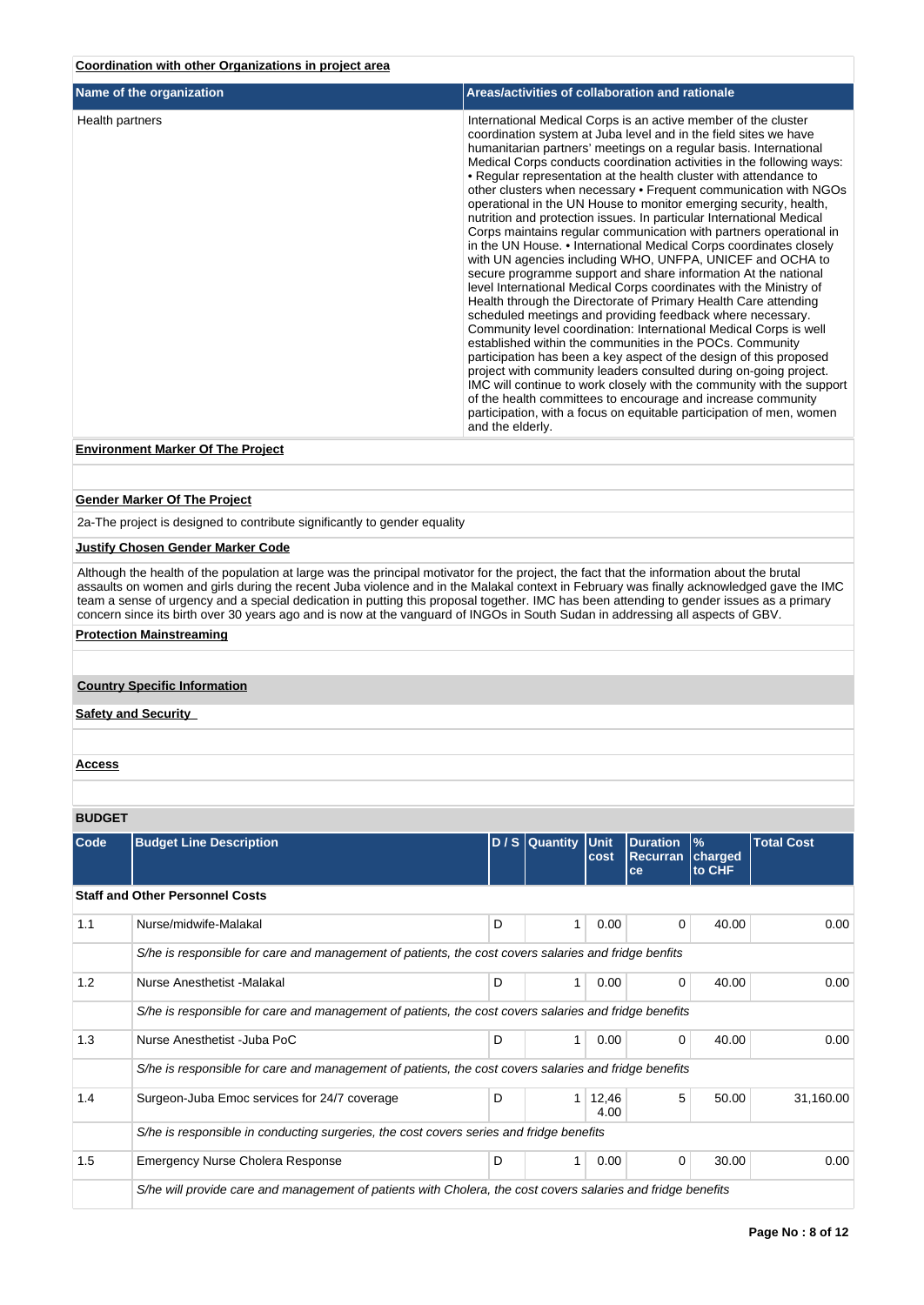**Coordination with other Organizations in project area**

| Name of the organization | Areas/activities of collaboration and rationale |
|---|---|
| Health partners | International Medical Corps is an active member of the cluster coordination system at Juba level and in the field sites we have humanitarian partners' meetings on a regular basis. International Medical Corps conducts coordination activities in the following ways: • Regular representation at the health cluster with attendance to other clusters when necessary • Frequent communication with NGOs operational in the UN House to monitor emerging security, health, nutrition and protection issues. In particular International Medical Corps maintains regular communication with partners operational in in the UN House. • International Medical Corps coordinates closely with UN agencies including WHO, UNFPA, UNICEF and OCHA to secure programme support and share information At the national level International Medical Corps coordinates with the Ministry of Health through the Directorate of Primary Health Care attending scheduled meetings and providing feedback where necessary. Community level coordination: International Medical Corps is well established within the communities in the POCs. Community participation has been a key aspect of the design of this proposed project with community leaders consulted during on-going project. IMC will continue to work closely with the community with the support of the health committees to encourage and increase community participation, with a focus on equitable participation of men, women and the elderly. |

**Environment Marker Of The Project**

**Gender Marker Of The Project**

2a-The project is designed to contribute significantly to gender equality

**Justify Chosen Gender Marker Code**

Although the health of the population at large was the principal motivator for the project, the fact that the information about the brutal assaults on women and girls during the recent Juba violence and in the Malakal context in February was finally acknowledged gave the IMC team a sense of urgency and a special dedication in putting this proposal together. IMC has been attending to gender issues as a primary concern since its birth over 30 years ago and is now at the vanguard of INGOs in South Sudan in addressing all aspects of GBV.

**Protection Mainstreaming**

**Country Specific Information**

**Safety and Security**

**Access**

**BUDGET**

| Code | Budget Line Description | D / S | Quantity | Unit cost | Duration Recurrance | % charged to CHF | Total Cost |
|---|---|---|---|---|---|---|---|
| **Staff and Other Personnel Costs** | | | | | | | |
| 1.1 | Nurse/midwife-Malakal | D | 1 | 0.00 | 0 | 40.00 | 0.00 |
| | *S/he is responsible for care and management of patients, the cost covers salaries and fridge benfits* | | | | | | |
| 1.2 | Nurse Anesthetist -Malakal | D | 1 | 0.00 | 0 | 40.00 | 0.00 |
| | *S/he is responsible for care and management of patients, the cost covers salaries and fridge benefits* | | | | | | |
| 1.3 | Nurse Anesthetist -Juba PoC | D | 1 | 0.00 | 0 | 40.00 | 0.00 |
| | *S/he is responsible for care and management of patients, the cost covers salaries and fridge benefits* | | | | | | |
| 1.4 | Surgeon-Juba Emoc services for 24/7 coverage | D | 1 | 12,464.00 | 5 | 50.00 | 31,160.00 |
| | *S/he is responsible in conducting surgeries, the cost covers series and fridge benefits* | | | | | | |
| 1.5 | Emergency Nurse Cholera Response | D | 1 | 0.00 | 0 | 30.00 | 0.00 |
| | *S/he will provide care and management of patients with Cholera, the cost covers salaries and fridge benefits* | | | | | | |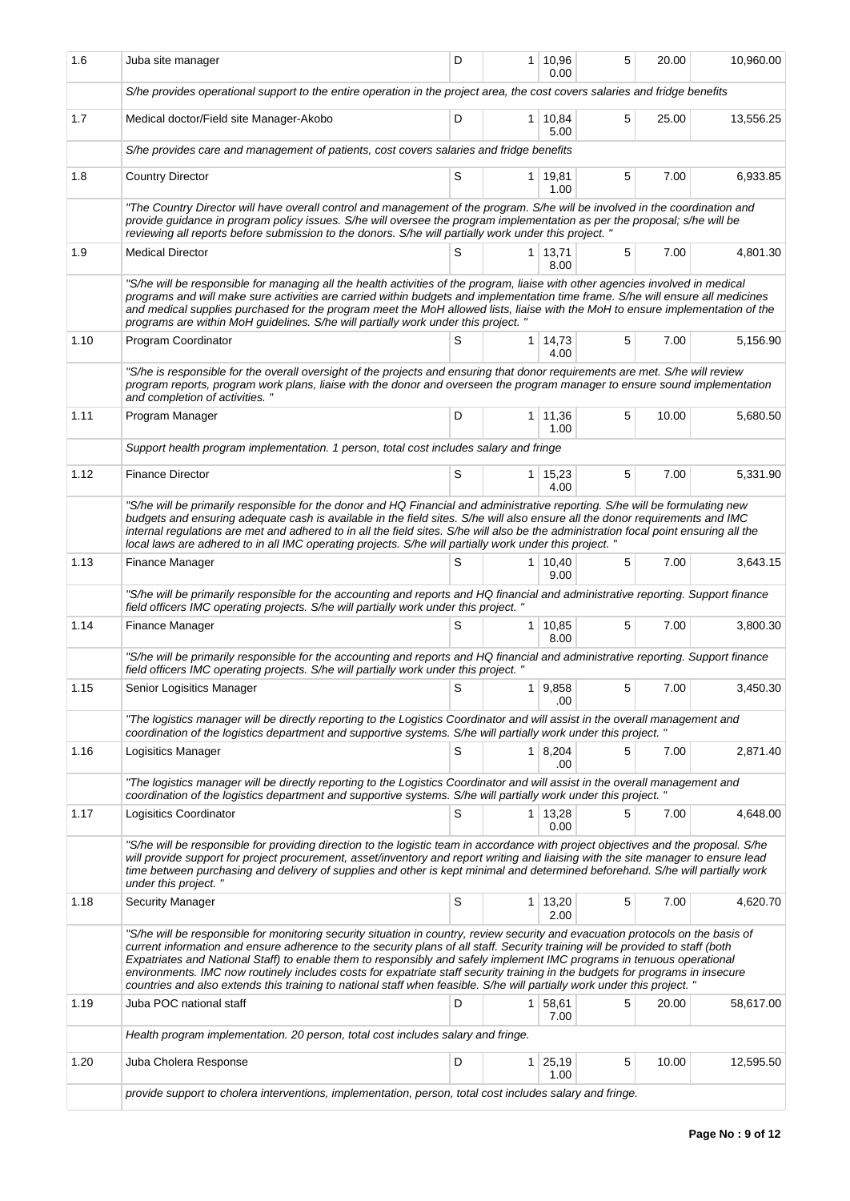| 1.6 | Juba site manager | D | 1 | 10,960.00 | 5 | 20.00 | 10,960.00 |
|---|---|---|---|---|---|---|---|
| | S/he provides operational support to the entire operation in the project area, the cost covers salaries and fridge benefits | | | | | | |
| 1.7 | Medical doctor/Field site Manager-Akobo | D | 1 | 10,845.00 | 5 | 25.00 | 13,556.25 |
| | S/he provides care and management of patients, cost covers salaries and fridge benefits | | | | | | |
| 1.8 | Country Director | S | 1 | 19,811.00 | 5 | 7.00 | 6,933.85 |
| | "The Country Director will have overall control and management of the program. S/he will be involved in the coordination and provide guidance in program policy issues. S/he will oversee the program implementation as per the proposal; s/he will be reviewing all reports before submission to the donors. S/he will partially work under this project. " | | | | | | |
| 1.9 | Medical Director | S | 1 | 13,718.00 | 5 | 7.00 | 4,801.30 |
| | "S/he will be responsible for managing all the health activities of the program, liaise with other agencies involved in medical programs and will make sure activities are carried within budgets and implementation time frame. S/he will ensure all medicines and medical supplies purchased for the program meet the MoH allowed lists, liaise with the MoH to ensure implementation of the programs are within MoH guidelines. S/he will partially work under this project. " | | | | | | |
| 1.10 | Program Coordinator | S | 1 | 14,734.00 | 5 | 7.00 | 5,156.90 |
| | "S/he is responsible for the overall oversight of the projects and ensuring that donor requirements are met. S/he will review program reports, program work plans, liaise with the donor and overseen the program manager to ensure sound implementation and completion of activities. " | | | | | | |
| 1.11 | Program Manager | D | 1 | 11,361.00 | 5 | 10.00 | 5,680.50 |
| | Support health program implementation. 1 person, total cost includes salary and fringe | | | | | | |
| 1.12 | Finance Director | S | 1 | 15,234.00 | 5 | 7.00 | 5,331.90 |
| | "S/he will be primarily responsible for the donor and HQ Financial and administrative reporting. S/he will be formulating new budgets and ensuring adequate cash is available in the field sites. S/he will also ensure all the donor requirements and IMC internal regulations are met and adhered to in all the field sites. S/he will also be the administration focal point ensuring all the local laws are adhered to in all IMC operating projects. S/he will partially work under this project. " | | | | | | |
| 1.13 | Finance Manager | S | 1 | 10,409.00 | 5 | 7.00 | 3,643.15 |
| | "S/he will be primarily responsible for the accounting and reports and HQ financial and administrative reporting. Support finance field officers IMC operating projects. S/he will partially work under this project. " | | | | | | |
| 1.14 | Finance Manager | S | 1 | 10,858.00 | 5 | 7.00 | 3,800.30 |
| | "S/he will be primarily responsible for the accounting and reports and HQ financial and administrative reporting. Support finance field officers IMC operating projects. S/he will partially work under this project. " | | | | | | |
| 1.15 | Senior Logisitics Manager | S | 1 | 9,858.00 | 5 | 7.00 | 3,450.30 |
| | "The logistics manager will be directly reporting to the Logistics Coordinator and will assist in the overall management and coordination of the logistics department and supportive systems. S/he will partially work under this project. " | | | | | | |
| 1.16 | Logisitics Manager | S | 1 | 8,204.00 | 5 | 7.00 | 2,871.40 |
| | "The logistics manager will be directly reporting to the Logistics Coordinator and will assist in the overall management and coordination of the logistics department and supportive systems. S/he will partially work under this project. " | | | | | | |
| 1.17 | Logisitics Coordinator | S | 1 | 13,280.00 | 5 | 7.00 | 4,648.00 |
| | "S/he will be responsible for providing direction to the logistic team in accordance with project objectives and the proposal. S/he will provide support for project procurement, asset/inventory and report writing and liaising with the site manager to ensure lead time between purchasing and delivery of supplies and other is kept minimal and determined beforehand. S/he will partially work under this project. " | | | | | | |
| 1.18 | Security Manager | S | 1 | 13,202.00 | 5 | 7.00 | 4,620.70 |
| | "S/he will be responsible for monitoring security situation in country, review security and evacuation protocols on the basis of current information and ensure adherence to the security plans of all staff. Security training will be provided to staff (both Expatriates and National Staff) to enable them to responsibly and safely implement IMC programs in tenuous operational environments. IMC now routinely includes costs for expatriate staff security training in the budgets for programs in insecure countries and also extends this training to national staff when feasible. S/he will partially work under this project. " | | | | | | |
| 1.19 | Juba POC national staff | D | 1 | 58,617.00 | 5 | 20.00 | 58,617.00 |
| | Health program implementation. 20 person, total cost includes salary and fringe. | | | | | | |
| 1.20 | Juba Cholera Response | D | 1 | 25,191.00 | 5 | 10.00 | 12,595.50 |
| | provide support to cholera interventions, implementation, person, total cost includes salary and fringe. | | | | | | |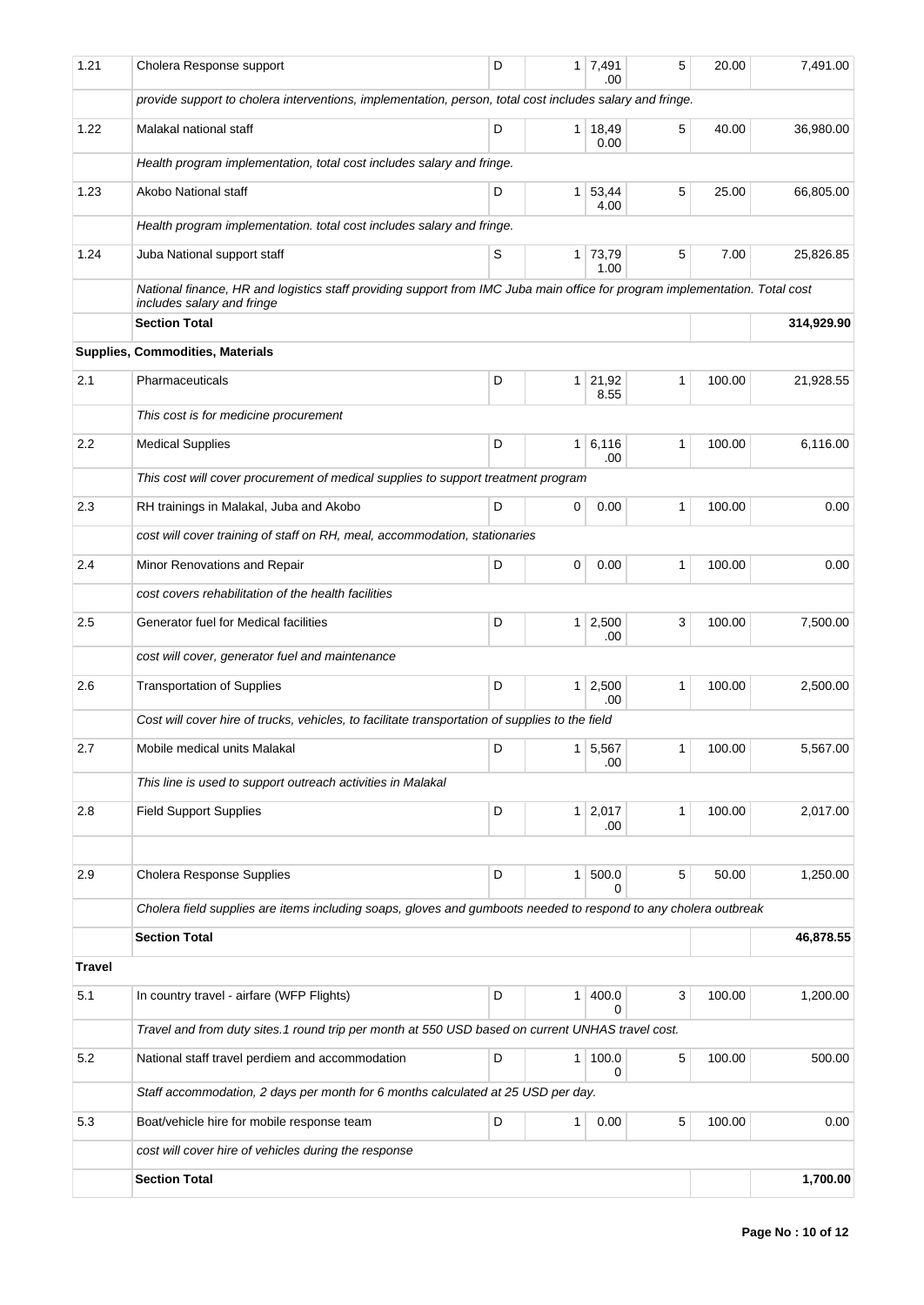| | | | | | | | |
|---|---|---|---|---|---|---|---|
| 1.21 | Cholera Response support | D | 1 | 7,491.00 | 5 | 20.00 | 7,491.00 |
| | *provide support to cholera interventions, implementation, person, total cost includes salary and fringe.* | | | | | | |
| 1.22 | Malakal national staff | D | 1 | 18,490.00 | 5 | 40.00 | 36,980.00 |
| | *Health program implementation, total cost includes salary and fringe.* | | | | | | |
| 1.23 | Akobo National staff | D | 1 | 53,444.00 | 5 | 25.00 | 66,805.00 |
| | *Health program implementation. total cost includes salary and fringe.* | | | | | | |
| 1.24 | Juba National support staff | S | 1 | 73,791.00 | 5 | 7.00 | 25,826.85 |
| | *National finance, HR and logistics staff providing support from IMC Juba main office for program implementation. Total cost includes salary and fringe* | | | | | | |
| | **Section Total** | | | | | | **314,929.90** |
| | **Supplies, Commodities, Materials** | | | | | | |
| 2.1 | Pharmaceuticals | D | 1 | 21,928.55 | 1 | 100.00 | 21,928.55 |
| | *This cost is for medicine procurement* | | | | | | |
| 2.2 | Medical Supplies | D | 1 | 6,116.00 | 1 | 100.00 | 6,116.00 |
| | *This cost will cover procurement of medical supplies to support treatment program* | | | | | | |
| 2.3 | RH trainings in Malakal, Juba and Akobo | D | 0 | 0.00 | 1 | 100.00 | 0.00 |
| | *cost will cover training of staff on RH, meal, accommodation, stationaries* | | | | | | |
| 2.4 | Minor Renovations and Repair | D | 0 | 0.00 | 1 | 100.00 | 0.00 |
| | *cost covers rehabilitation of the health facilities* | | | | | | |
| 2.5 | Generator fuel for Medical facilities | D | 1 | 2,500.00 | 3 | 100.00 | 7,500.00 |
| | *cost will cover, generator fuel and maintenance* | | | | | | |
| 2.6 | Transportation of Supplies | D | 1 | 2,500.00 | 1 | 100.00 | 2,500.00 |
| | *Cost will cover hire of trucks, vehicles, to facilitate transportation of supplies to the field* | | | | | | |
| 2.7 | Mobile medical units Malakal | D | 1 | 5,567.00 | 1 | 100.00 | 5,567.00 |
| | *This line is used to support outreach activities in Malakal* | | | | | | |
| 2.8 | Field Support Supplies | D | 1 | 2,017.00 | 1 | 100.00 | 2,017.00 |
| | | | | | | | |
| 2.9 | Cholera Response Supplies | D | 1 | 500.00 | 5 | 50.00 | 1,250.00 |
| | *Cholera field supplies are items including soaps, gloves and gumboots needed to respond to any cholera outbreak* | | | | | | |
| | **Section Total** | | | | | | **46,878.55** |
| **Travel** | | | | | | | |
| 5.1 | In country travel - airfare (WFP Flights) | D | 1 | 400.00 | 3 | 100.00 | 1,200.00 |
| | *Travel and from duty sites.1 round trip per month at 550 USD based on current UNHAS travel cost.* | | | | | | |
| 5.2 | National staff travel perdiem and accommodation | D | 1 | 100.00 | 5 | 100.00 | 500.00 |
| | *Staff accommodation, 2 days per month for 6 months calculated at 25 USD per day.* | | | | | | |
| 5.3 | Boat/vehicle hire for mobile response team | D | 1 | 0.00 | 5 | 100.00 | 0.00 |
| | *cost will cover hire of vehicles during the response* | | | | | | |
| | **Section Total** | | | | | | **1,700.00** |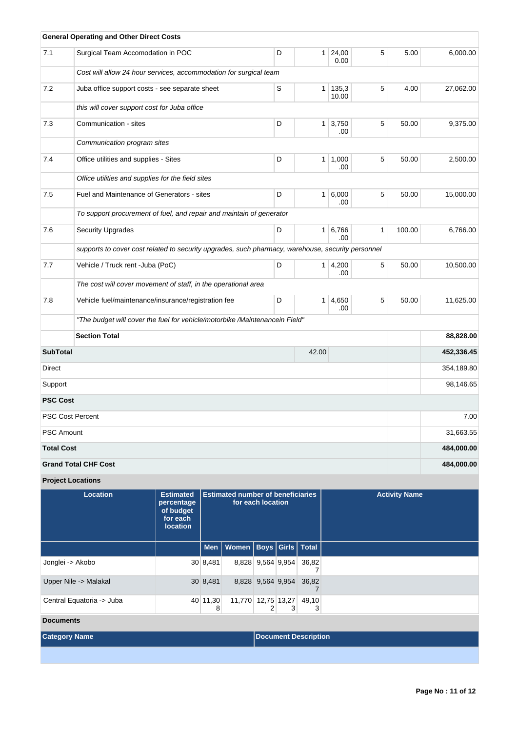| | | | | | | | |
|---|---|---|---|---|---|---|---|
| **General Operating and Other Direct Costs** | | | | | | | |
| 7.1 | Surgical Team Accomodation in POC | D | 1 | 24,000.00 | 5 | 5.00 | 6,000.00 |
| | *Cost will allow 24 hour services, accommodation for surgical team* | | | | | | |
| 7.2 | Juba office support costs - see separate sheet | S | 1 | 135,310.00 | 5 | 4.00 | 27,062.00 |
| | *this will cover support cost for Juba office* | | | | | | |
| 7.3 | Communication - sites | D | 1 | 3,750.00 | 5 | 50.00 | 9,375.00 |
| | *Communication program sites* | | | | | | |
| 7.4 | Office utilities and supplies - Sites | D | 1 | 1,000.00 | 5 | 50.00 | 2,500.00 |
| | *Office utilities and supplies for the field sites* | | | | | | |
| 7.5 | Fuel and Maintenance of Generators - sites | D | 1 | 6,000.00 | 5 | 50.00 | 15,000.00 |
| | *To support procurement of fuel, and repair and maintain of generator* | | | | | | |
| 7.6 | Security Upgrades | D | 1 | 6,766.00 | 1 | 100.00 | 6,766.00 |
| | *supports to cover cost related to security upgrades, such pharmacy, warehouse, security personnel* | | | | | | |
| 7.7 | Vehicle / Truck rent -Juba (PoC) | D | 1 | 4,200.00 | 5 | 50.00 | 10,500.00 |
| | *The cost will cover movement of staff, in the operational area* | | | | | | |
| 7.8 | Vehicle fuel/maintenance/insurance/registration fee | D | 1 | 4,650.00 | 5 | 50.00 | 11,625.00 |
| | *"The budget will cover the fuel for vehicle/motorbike /Maintenancein Field"* | | | | | | |
| | **Section Total** | | | | | | **88,828.00** |
| **SubTotal** | | | 42.00 | | | | **452,336.45** |
| Direct | | | | | | | 354,189.80 |
| Support | | | | | | | 98,146.65 |
| **PSC Cost** | | | | | | | |
| PSC Cost Percent | | | | | | | 7.00 |
| PSC Amount | | | | | | | 31,663.55 |
| **Total Cost** | | | | | | | **484,000.00** |
| **Grand Total CHF Cost** | | | | | | | **484,000.00** |

**Project Locations**

| Location | Estimated percentage of budget for each location | Estimated number of beneficiaries for each location | | | | | Activity Name |
|---|---|---|---|---|---|---|---|
| | | Men | Women | Boys | Girls | Total | |
| Jonglei -> Akobo | 30 | 8,481 | 8,828 | 9,564 | 9,954 | 36,827 | |
| Upper Nile -> Malakal | 30 | 8,481 | 8,828 | 9,564 | 9,954 | 36,827 | |
| Central Equatoria -> Juba | 40 | 11,308 | 11,770 | 12,752 | 13,273 | 49,103 | |

**Documents**

| Category Name | Document Description |
|---|---|
| | |